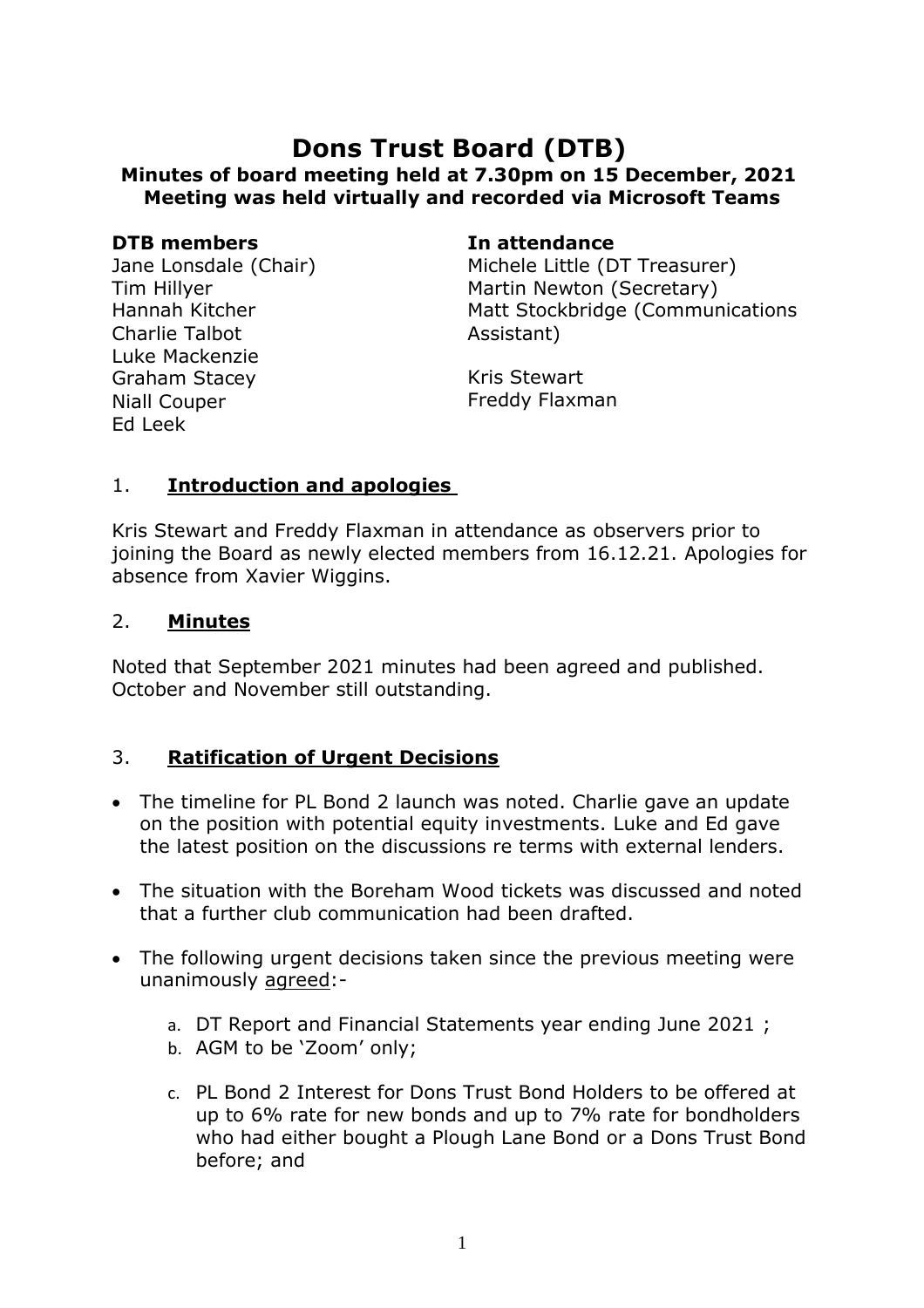# Dons Trust Board (DTB)

**Minutes of board meeting held at 7.30pm on 15 December, 2021**
**Meeting was held virtually and recorded via Microsoft Teams**

**DTB members**
Jane Lonsdale (Chair)
Tim Hillyer
Hannah Kitcher
Charlie Talbot
Luke Mackenzie
Graham Stacey
Niall Couper
Ed Leek

**In attendance**
Michele Little (DT Treasurer)
Martin Newton (Secretary)
Matt Stockbridge (Communications Assistant)

Kris Stewart
Freddy Flaxman

## 1. **Introduction and apologies**

Kris Stewart and Freddy Flaxman in attendance as observers prior to joining the Board as newly elected members from 16.12.21. Apologies for absence from Xavier Wiggins.

## 2. **Minutes**

Noted that September 2021 minutes had been agreed and published. October and November still outstanding.

## 3. **Ratification of Urgent Decisions**

- The timeline for PL Bond 2 launch was noted. Charlie gave an update on the position with potential equity investments. Luke and Ed gave the latest position on the discussions re terms with external lenders.
- The situation with the Boreham Wood tickets was discussed and noted that a further club communication had been drafted.
- The following urgent decisions taken since the previous meeting were unanimously agreed:-
    a. DT Report and Financial Statements year ending June 2021 ;
    b. AGM to be 'Zoom' only;
    c. PL Bond 2 Interest for Dons Trust Bond Holders to be offered at up to 6% rate for new bonds and up to 7% rate for bondholders who had either bought a Plough Lane Bond or a Dons Trust Bond before; and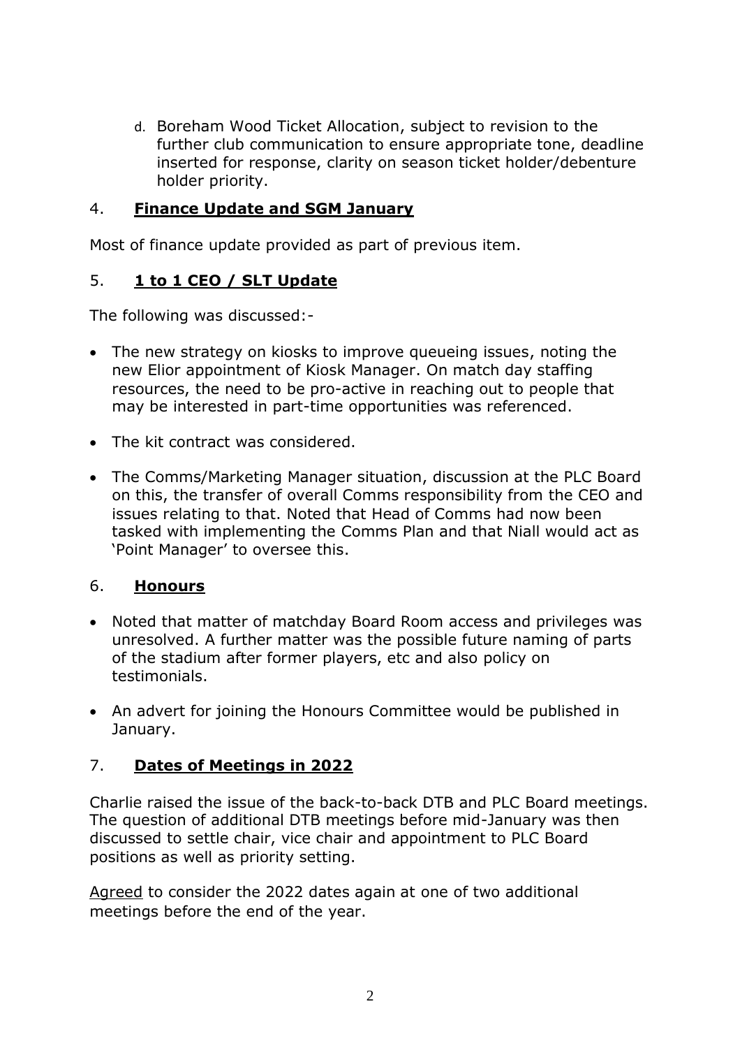d. Boreham Wood Ticket Allocation, subject to revision to the further club communication to ensure appropriate tone, deadline inserted for response, clarity on season ticket holder/debenture holder priority.

## 4. **Finance Update and SGM January**

Most of finance update provided as part of previous item.

## 5. **1 to 1 CEO / SLT Update**

The following was discussed:-

- The new strategy on kiosks to improve queueing issues, noting the new Elior appointment of Kiosk Manager. On match day staffing resources, the need to be pro-active in reaching out to people that may be interested in part-time opportunities was referenced.
- The kit contract was considered.
- The Comms/Marketing Manager situation, discussion at the PLC Board on this, the transfer of overall Comms responsibility from the CEO and issues relating to that. Noted that Head of Comms had now been tasked with implementing the Comms Plan and that Niall would act as 'Point Manager' to oversee this.

## 6. **Honours**

- Noted that matter of matchday Board Room access and privileges was unresolved. A further matter was the possible future naming of parts of the stadium after former players, etc and also policy on testimonials.
- An advert for joining the Honours Committee would be published in January.

## 7. **Dates of Meetings in 2022**

Charlie raised the issue of the back-to-back DTB and PLC Board meetings. The question of additional DTB meetings before mid-January was then discussed to settle chair, vice chair and appointment to PLC Board positions as well as priority setting.

Agreed to consider the 2022 dates again at one of two additional meetings before the end of the year.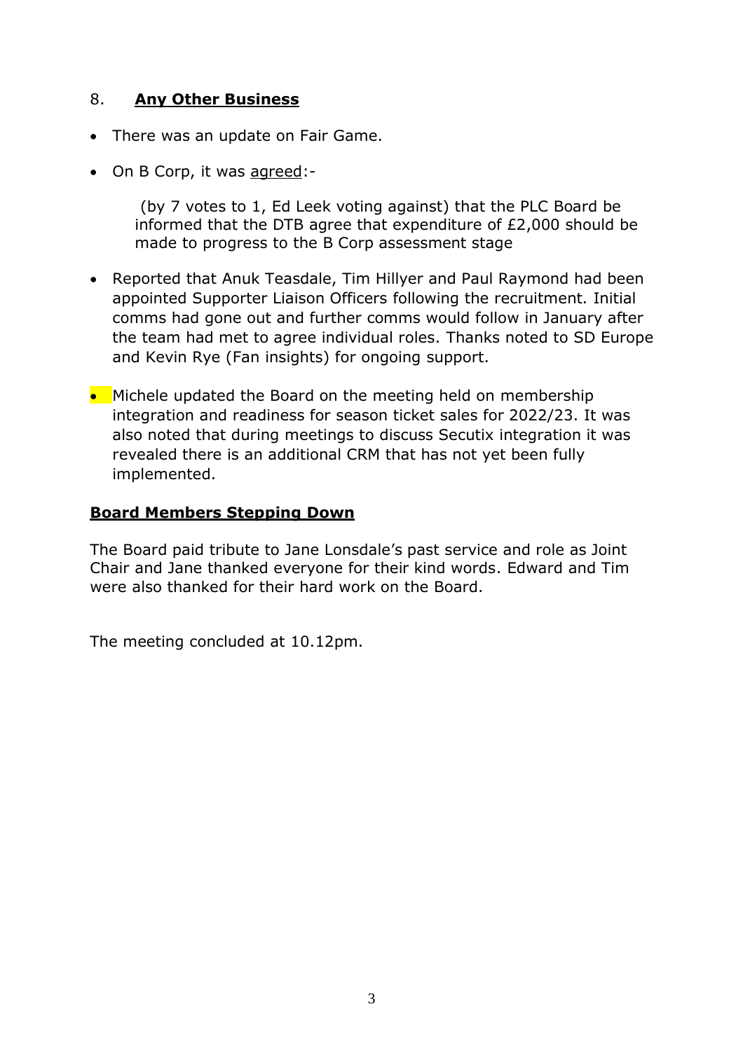## 8. **Any Other Business**

- There was an update on Fair Game.
- On B Corp, it was agreed:-

  (by 7 votes to 1, Ed Leek voting against) that the PLC Board be informed that the DTB agree that expenditure of £2,000 should be made to progress to the B Corp assessment stage

- Reported that Anuk Teasdale, Tim Hillyer and Paul Raymond had been appointed Supporter Liaison Officers following the recruitment. Initial comms had gone out and further comms would follow in January after the team had met to agree individual roles. Thanks noted to SD Europe and Kevin Rye (Fan insights) for ongoing support.
- Michele updated the Board on the meeting held on membership integration and readiness for season ticket sales for 2022/23. It was also noted that during meetings to discuss Secutix integration it was revealed there is an additional CRM that has not yet been fully implemented.

**Board Members Stepping Down**

The Board paid tribute to Jane Lonsdale's past service and role as Joint Chair and Jane thanked everyone for their kind words. Edward and Tim were also thanked for their hard work on the Board.

The meeting concluded at 10.12pm.